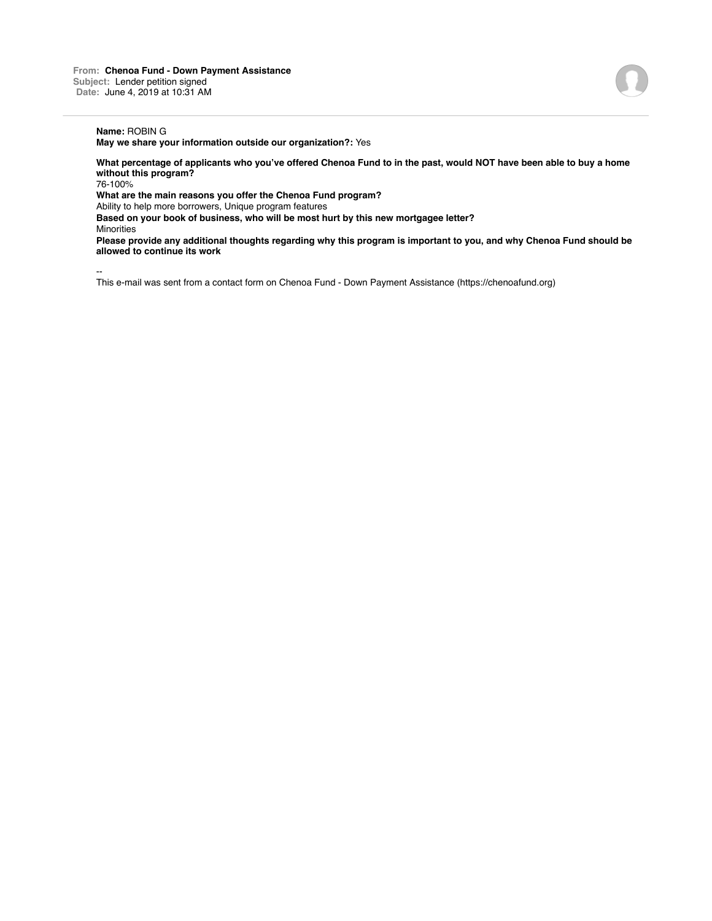**From:** **Chenoa Fund - Down Payment Assistance**
**Subject:** Lender petition signed
**Date:** June 4, 2019 at 10:31 AM

---

**Name:** ROBIN G
**May we share your information outside our organization?:** Yes

**What percentage of applicants who you've offered Chenoa Fund to in the past, would NOT have been able to buy a home without this program?**
76-100%
**What are the main reasons you offer the Chenoa Fund program?**
Ability to help more borrowers, Unique program features
**Based on your book of business, who will be most hurt by this new mortgagee letter?**
Minorities
**Please provide any additional thoughts regarding why this program is important to you, and why Chenoa Fund should be allowed to continue its work**

--
This e-mail was sent from a contact form on Chenoa Fund - Down Payment Assistance (https://chenoafund.org)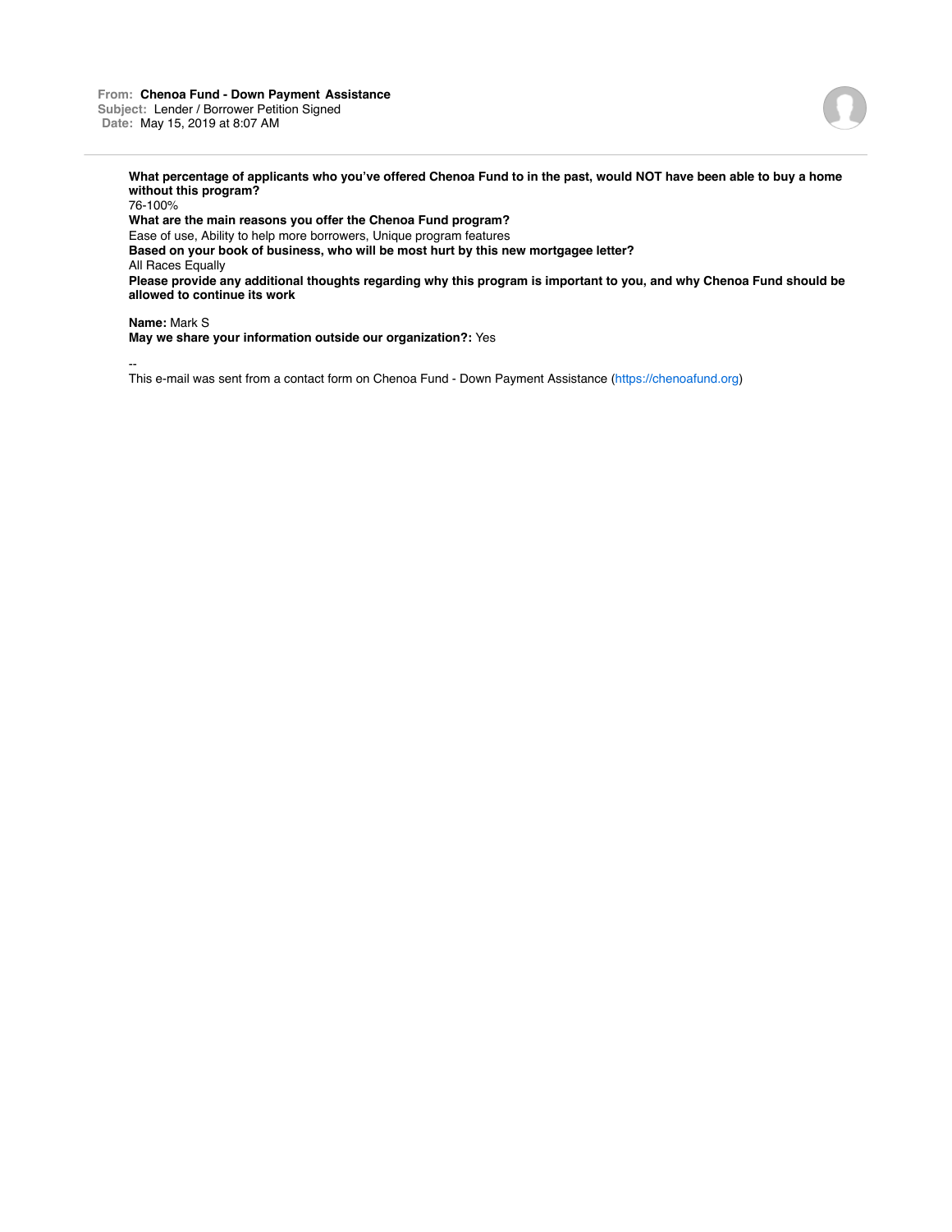**From:** **Chenoa Fund - Down Payment Assistance**
**Subject:** Lender / Borrower Petition Signed
**Date:** May 15, 2019 at 8:07 AM

**What percentage of applicants who you've offered Chenoa Fund to in the past, would NOT have been able to buy a home without this program?**
76-100%
**What are the main reasons you offer the Chenoa Fund program?**
Ease of use, Ability to help more borrowers, Unique program features
**Based on your book of business, who will be most hurt by this new mortgagee letter?**
All Races Equally
**Please provide any additional thoughts regarding why this program is important to you, and why Chenoa Fund should be allowed to continue its work**

**Name:** Mark S
**May we share your information outside our organization?:** Yes

--
This e-mail was sent from a contact form on Chenoa Fund - Down Payment Assistance (https://chenoafund.org)